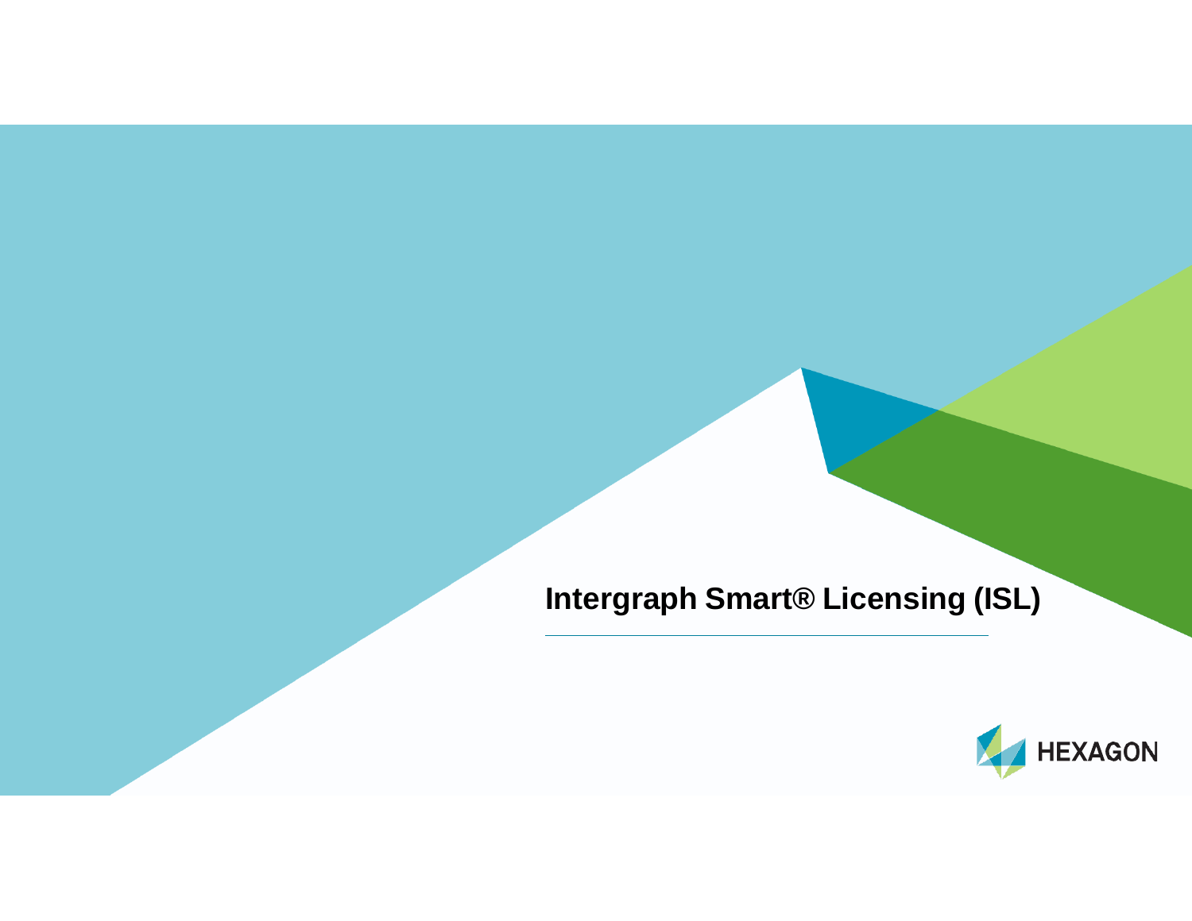# Intergraph Smart® Licensing (ISL)

HEXAGON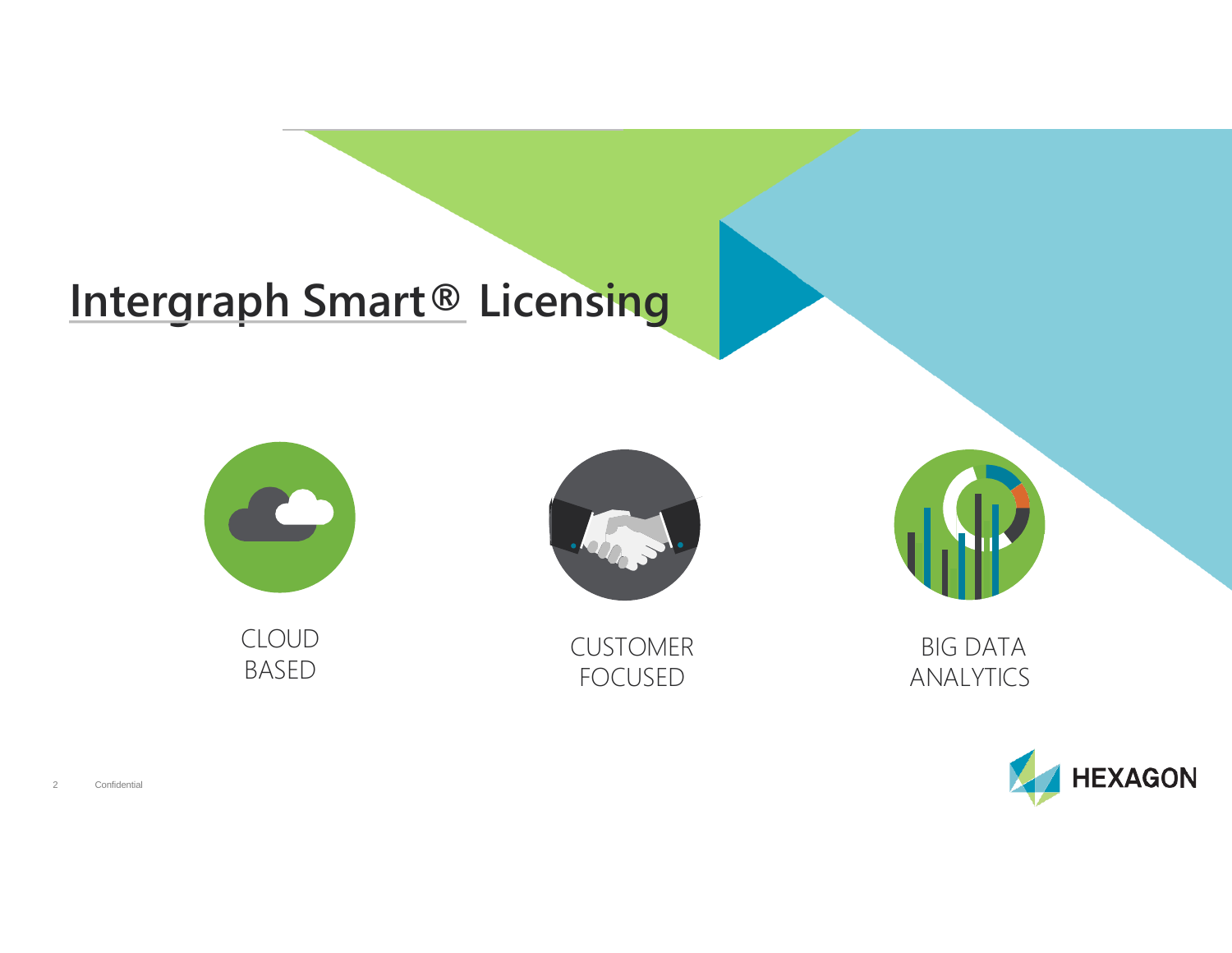# Intergraph Smart® Licensing

CLOUD BASED

CUSTOMER FOCUSED

BIG DATA ANALYTICS

Confidential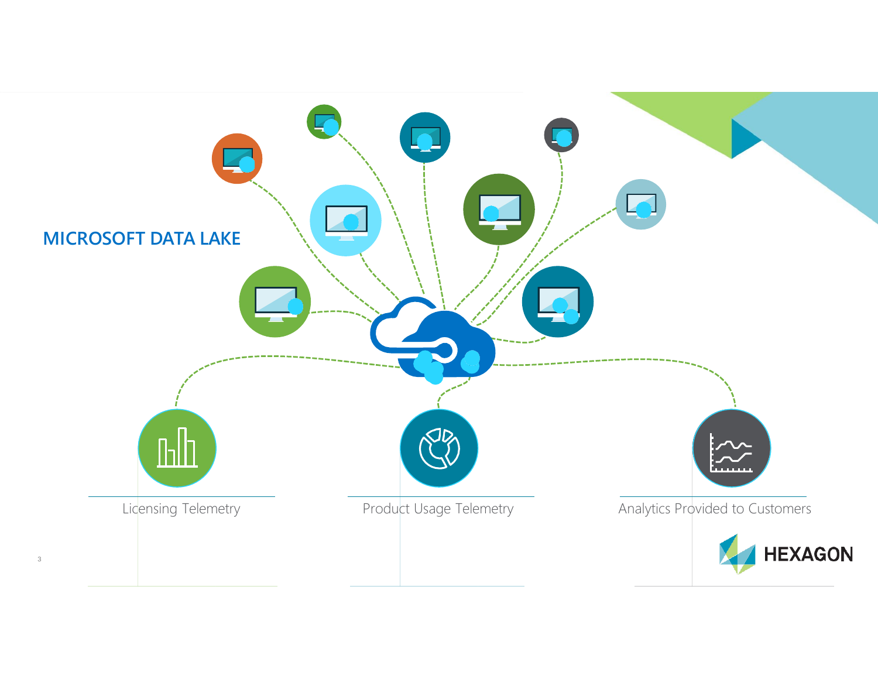## MICROSOFT DATA LAKE

Licensing Telemetry

Product Usage Telemetry

Analytics Provided to Customers

HEXAGON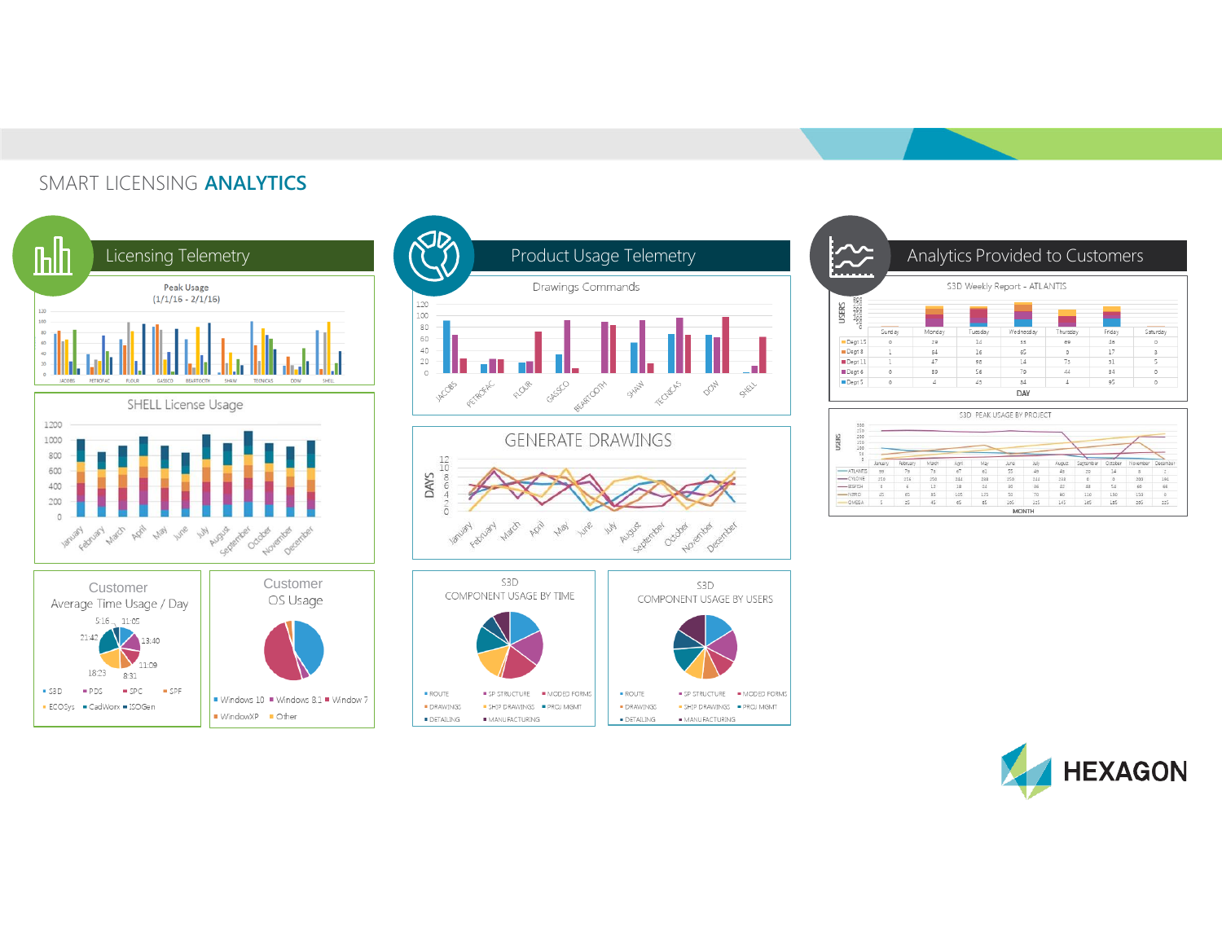# SMART LICENSING **ANALYTICS**

## Licensing Telemetry

Peak Usage
(1/1/16 - 2/1/16)

SHELL License Usage

Customer
Average Time Usage / Day

Customer
OS Usage

## Product Usage Telemetry

Drawings Commands

GENERATE DRAWINGS

S3D
COMPONENT USAGE BY TIME

S3D
COMPONENT USAGE BY USERS

## Analytics Provided to Customers

S3D Weekly Report - ATLANTIS

S3D PEAK USAGE BY PROJECT

HEXAGON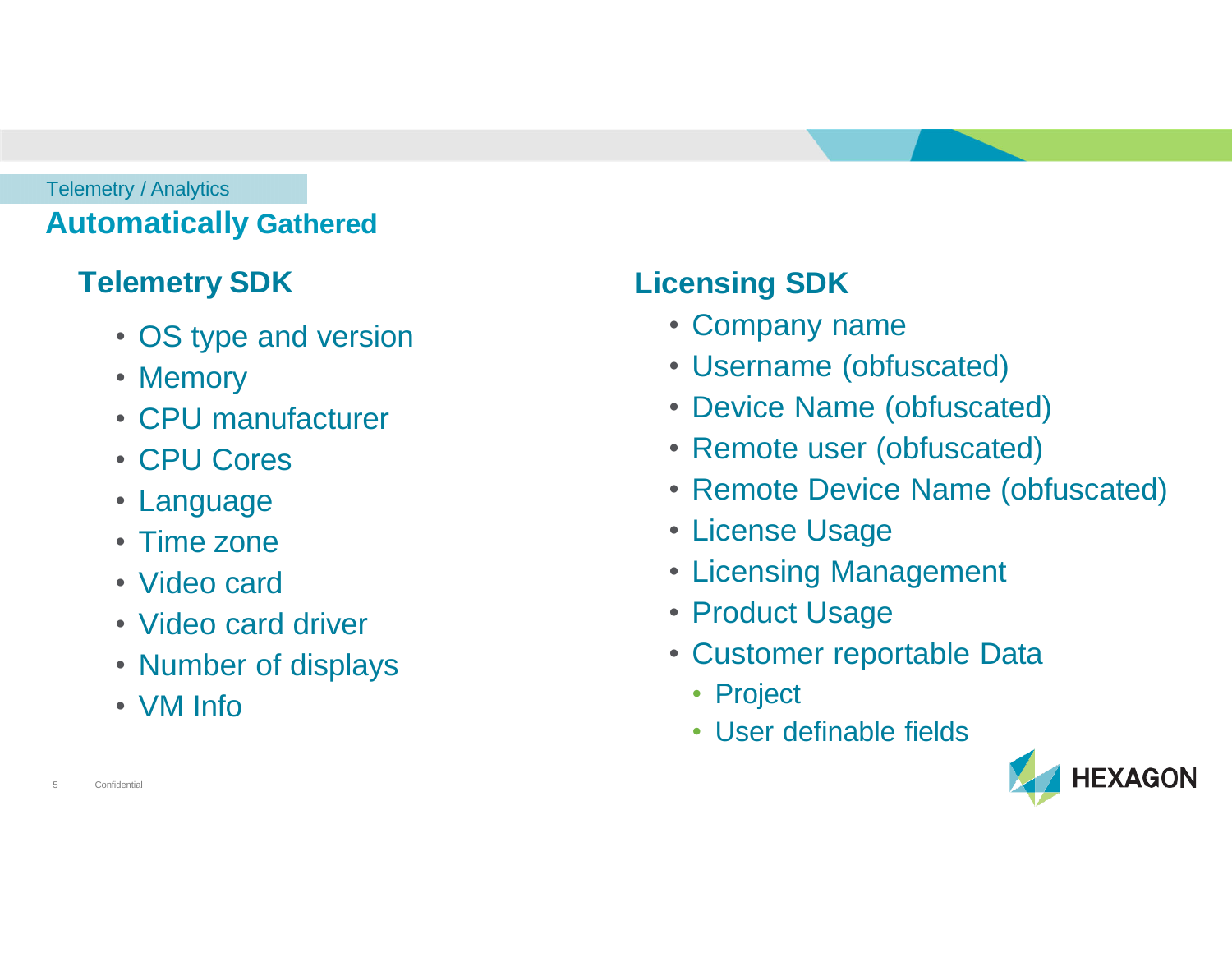Telemetry / Analytics

# Automatically Gathered

## Telemetry SDK

- OS type and version
- Memory
- CPU manufacturer
- CPU Cores
- Language
- Time zone
- Video card
- Video card driver
- Number of displays
- VM Info

## Licensing SDK

- Company name
- Username (obfuscated)
- Device Name (obfuscated)
- Remote user (obfuscated)
- Remote Device Name (obfuscated)
- License Usage
- Licensing Management
- Product Usage
- Customer reportable Data
  - Project
  - User definable fields

Confidential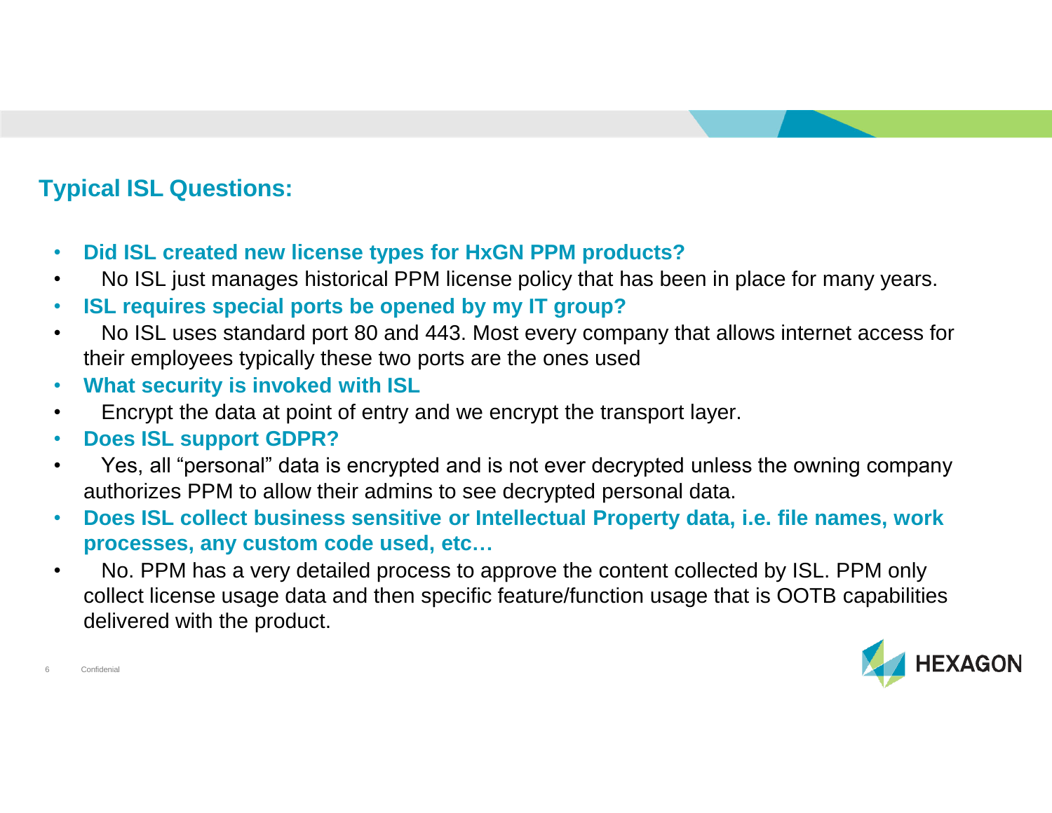## Typical ISL Questions:

- **Did ISL created new license types for HxGN PPM products?**
- No ISL just manages historical PPM license policy that has been in place for many years.
- **ISL requires special ports be opened by my IT group?**
- No ISL uses standard port 80 and 443. Most every company that allows internet access for their employees typically these two ports are the ones used
- **What security is invoked with ISL**
- Encrypt the data at point of entry and we encrypt the transport layer.
- **Does ISL support GDPR?**
- Yes, all "personal" data is encrypted and is not ever decrypted unless the owning company authorizes PPM to allow their admins to see decrypted personal data.
- **Does ISL collect business sensitive or Intellectual Property data, i.e. file names, work processes, any custom code used, etc…**
- No. PPM has a very detailed process to approve the content collected by ISL. PPM only collect license usage data and then specific feature/function usage that is OOTB capabilities delivered with the product.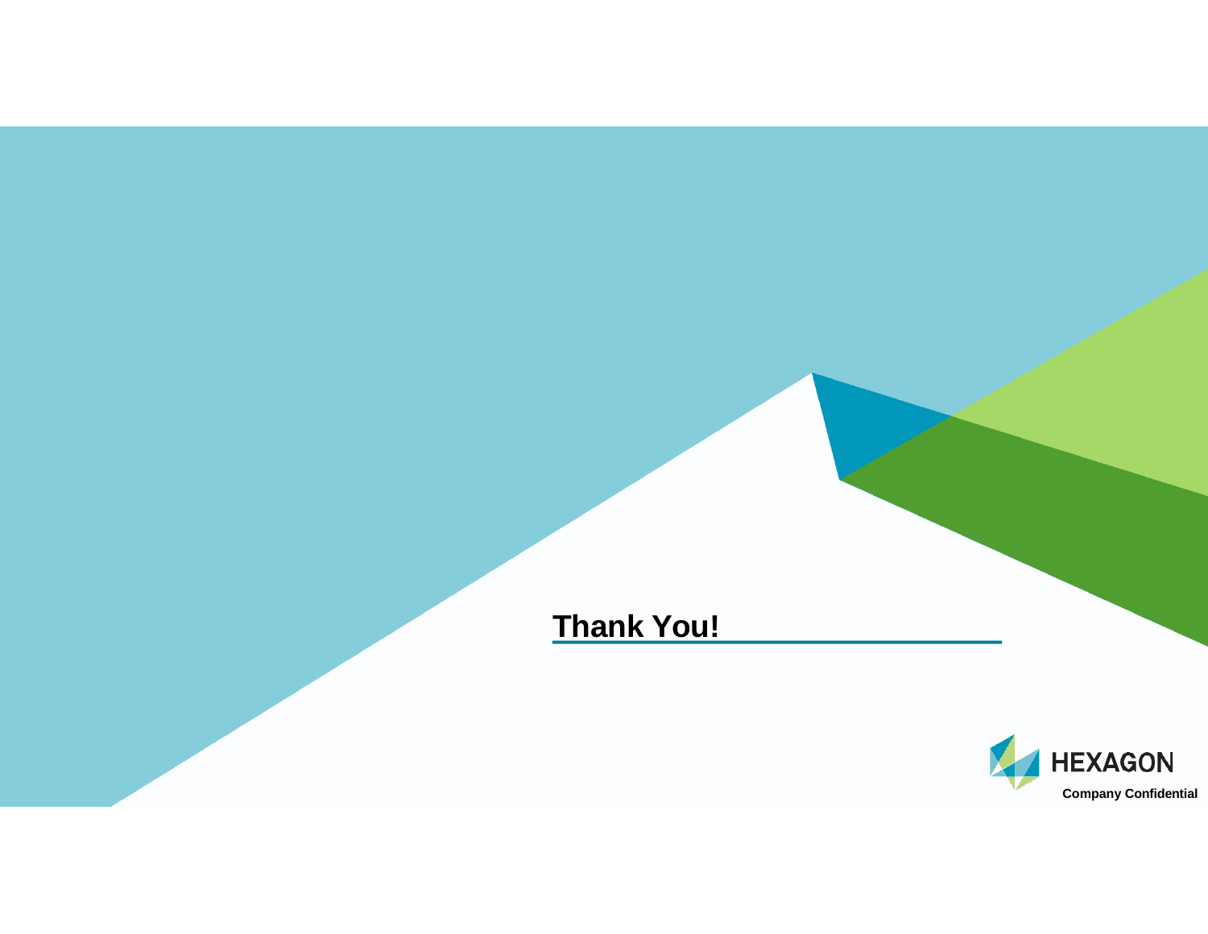# Thank You!

HEXAGON

Company Confidential